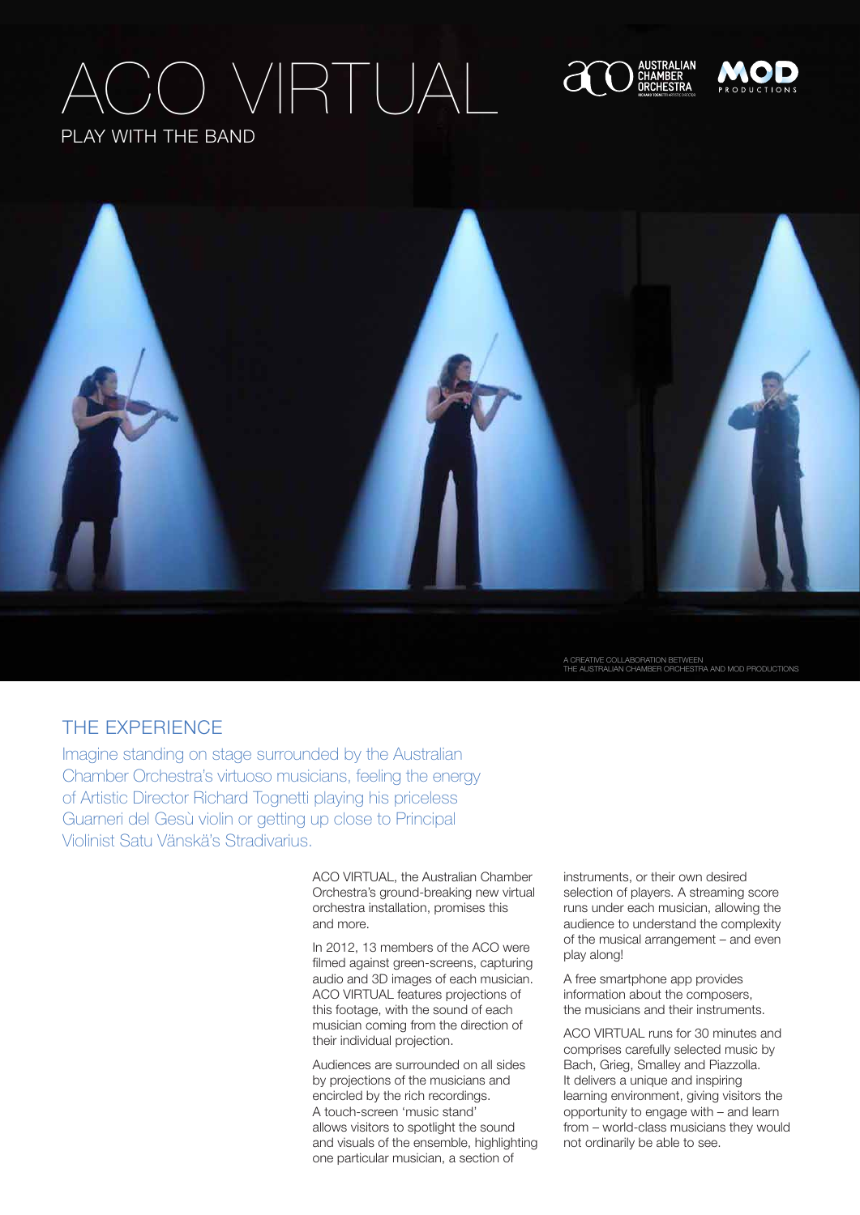# ACO VIRTUAL

PLAY WITH THE BAND

A CREATIVE COLLABORATION BETWEEN
THE AUSTRALIAN CHAMBER ORCHESTRA AND MOD PRODUCTIONS

## THE EXPERIENCE

Imagine standing on stage surrounded by the Australian Chamber Orchestra's virtuoso musicians, feeling the energy of Artistic Director Richard Tognetti playing his priceless Guarneri del Gesù violin or getting up close to Principal Violinist Satu Vänskä's Stradivarius.

ACO VIRTUAL, the Australian Chamber Orchestra's ground-breaking new virtual orchestra installation, promises this and more.

In 2012, 13 members of the ACO were filmed against green-screens, capturing audio and 3D images of each musician. ACO VIRTUAL features projections of this footage, with the sound of each musician coming from the direction of their individual projection.

Audiences are surrounded on all sides by projections of the musicians and encircled by the rich recordings. A touch-screen 'music stand' allows visitors to spotlight the sound and visuals of the ensemble, highlighting one particular musician, a section of instruments, or their own desired selection of players. A streaming score runs under each musician, allowing the audience to understand the complexity of the musical arrangement – and even play along!

A free smartphone app provides information about the composers, the musicians and their instruments.

ACO VIRTUAL runs for 30 minutes and comprises carefully selected music by Bach, Grieg, Smalley and Piazzolla. It delivers a unique and inspiring learning environment, giving visitors the opportunity to engage with – and learn from – world-class musicians they would not ordinarily be able to see.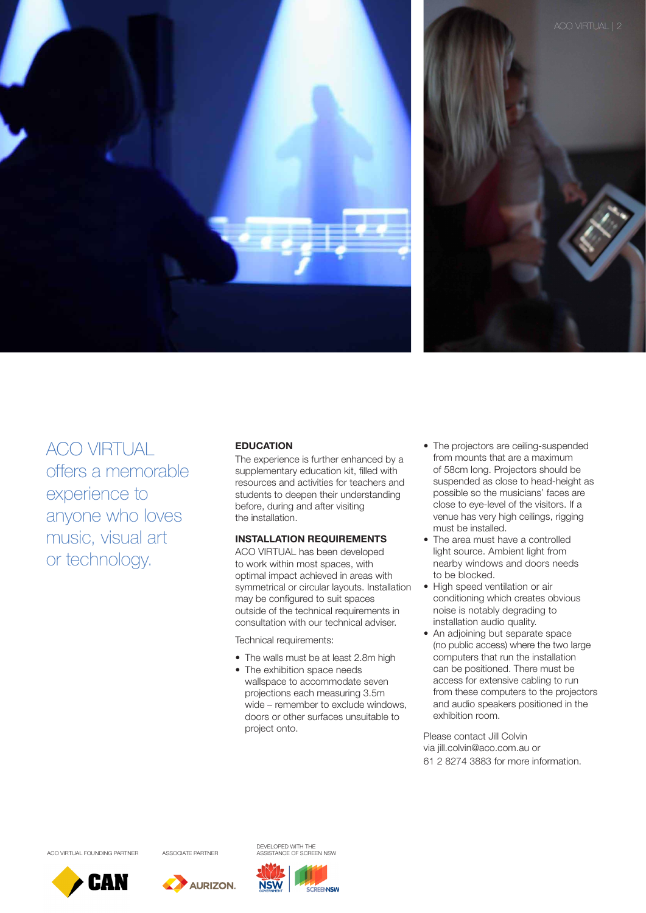ACO VIRTUAL offers a memorable experience to anyone who loves music, visual art or technology.

## EDUCATION

The experience is further enhanced by a supplementary education kit, filled with resources and activities for teachers and students to deepen their understanding before, during and after visiting the installation.

## INSTALLATION REQUIREMENTS

ACO VIRTUAL has been developed to work within most spaces, with optimal impact achieved in areas with symmetrical or circular layouts. Installation may be configured to suit spaces outside of the technical requirements in consultation with our technical adviser.

Technical requirements:

- The walls must be at least 2.8m high
- The exhibition space needs wallspace to accommodate seven projections each measuring 3.5m wide – remember to exclude windows, doors or other surfaces unsuitable to project onto.
- The projectors are ceiling-suspended from mounts that are a maximum of 58cm long. Projectors should be suspended as close to head-height as possible so the musicians' faces are close to eye-level of the visitors. If a venue has very high ceilings, rigging must be installed.
- The area must have a controlled light source. Ambient light from nearby windows and doors needs to be blocked.
- High speed ventilation or air conditioning which creates obvious noise is notably degrading to installation audio quality.
- An adjoining but separate space (no public access) where the two large computers that run the installation can be positioned. There must be access for extensive cabling to run from these computers to the projectors and audio speakers positioned in the exhibition room.

Please contact Jill Colvin via jill.colvin@aco.com.au or 61 2 8274 3883 for more information.

ACO VIRTUAL FOUNDING PARTNER

CAN

ASSOCIATE PARTNER

AURIZON.

DEVELOPED WITH THE ASSISTANCE OF SCREEN NSW

NSW GOVERNMENT

SCREENNSW